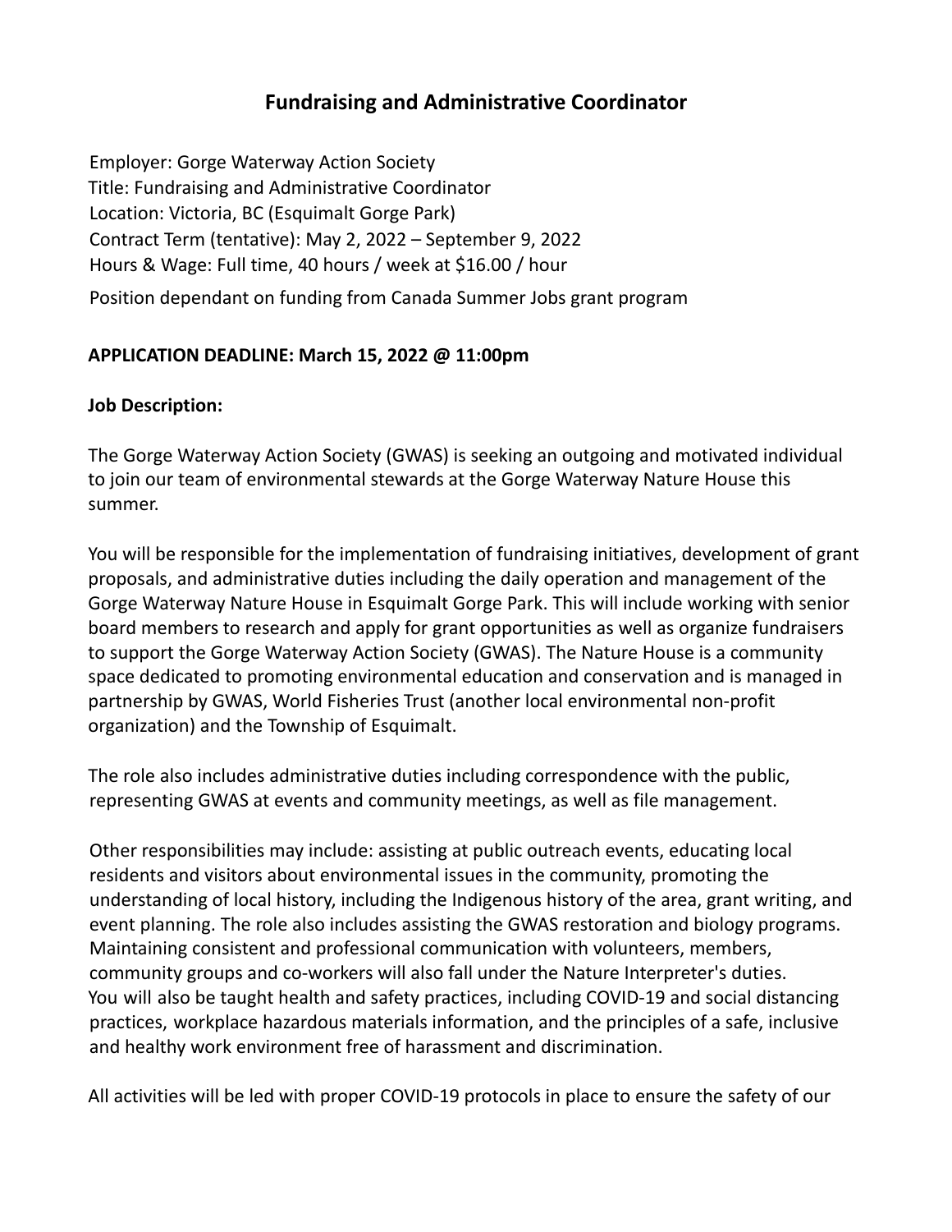# Fundraising and Administrative Coordinator

Employer: Gorge Waterway Action Society
Title: Fundraising and Administrative Coordinator
Location: Victoria, BC (Esquimalt Gorge Park)
Contract Term (tentative): May 2, 2022 – September 9, 2022
Hours & Wage: Full time, 40 hours / week at $16.00 / hour

Position dependant on funding from Canada Summer Jobs grant program

**APPLICATION DEADLINE: March 15, 2022 @ 11:00pm**

**Job Description:**

The Gorge Waterway Action Society (GWAS) is seeking an outgoing and motivated individual to join our team of environmental stewards at the Gorge Waterway Nature House this summer.

You will be responsible for the implementation of fundraising initiatives, development of grant proposals, and administrative duties including the daily operation and management of the Gorge Waterway Nature House in Esquimalt Gorge Park. This will include working with senior board members to research and apply for grant opportunities as well as organize fundraisers to support the Gorge Waterway Action Society (GWAS). The Nature House is a community space dedicated to promoting environmental education and conservation and is managed in partnership by GWAS, World Fisheries Trust (another local environmental non-profit organization) and the Township of Esquimalt.

The role also includes administrative duties including correspondence with the public, representing GWAS at events and community meetings, as well as file management.

Other responsibilities may include: assisting at public outreach events, educating local residents and visitors about environmental issues in the community, promoting the understanding of local history, including the Indigenous history of the area, grant writing, and event planning. The role also includes assisting the GWAS restoration and biology programs. Maintaining consistent and professional communication with volunteers, members, community groups and co-workers will also fall under the Nature Interpreter's duties. You will also be taught health and safety practices, including COVID-19 and social distancing practices, workplace hazardous materials information, and the principles of a safe, inclusive and healthy work environment free of harassment and discrimination.

All activities will be led with proper COVID-19 protocols in place to ensure the safety of our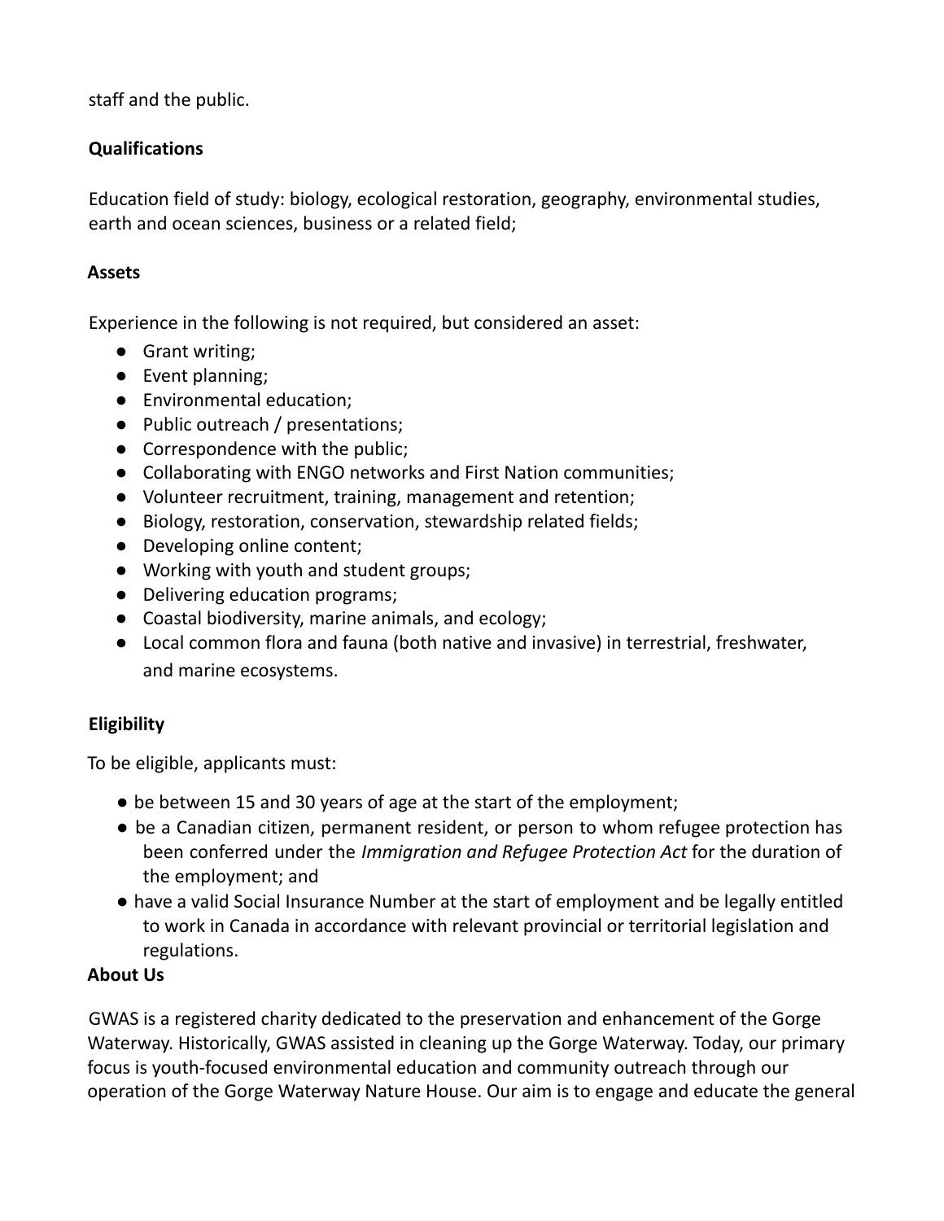staff and the public.

**Qualifications**

Education field of study: biology, ecological restoration, geography, environmental studies, earth and ocean sciences, business or a related field;

**Assets**

Experience in the following is not required, but considered an asset:

- Grant writing;
- Event planning;
- Environmental education;
- Public outreach / presentations;
- Correspondence with the public;
- Collaborating with ENGO networks and First Nation communities;
- Volunteer recruitment, training, management and retention;
- Biology, restoration, conservation, stewardship related fields;
- Developing online content;
- Working with youth and student groups;
- Delivering education programs;
- Coastal biodiversity, marine animals, and ecology;
- Local common flora and fauna (both native and invasive) in terrestrial, freshwater, and marine ecosystems.

**Eligibility**

To be eligible, applicants must:

- be between 15 and 30 years of age at the start of the employment;
- be a Canadian citizen, permanent resident, or person to whom refugee protection has been conferred under the *Immigration and Refugee Protection Act* for the duration of the employment; and
- have a valid Social Insurance Number at the start of employment and be legally entitled to work in Canada in accordance with relevant provincial or territorial legislation and regulations.

**About Us**

GWAS is a registered charity dedicated to the preservation and enhancement of the Gorge Waterway. Historically, GWAS assisted in cleaning up the Gorge Waterway. Today, our primary focus is youth-focused environmental education and community outreach through our operation of the Gorge Waterway Nature House. Our aim is to engage and educate the general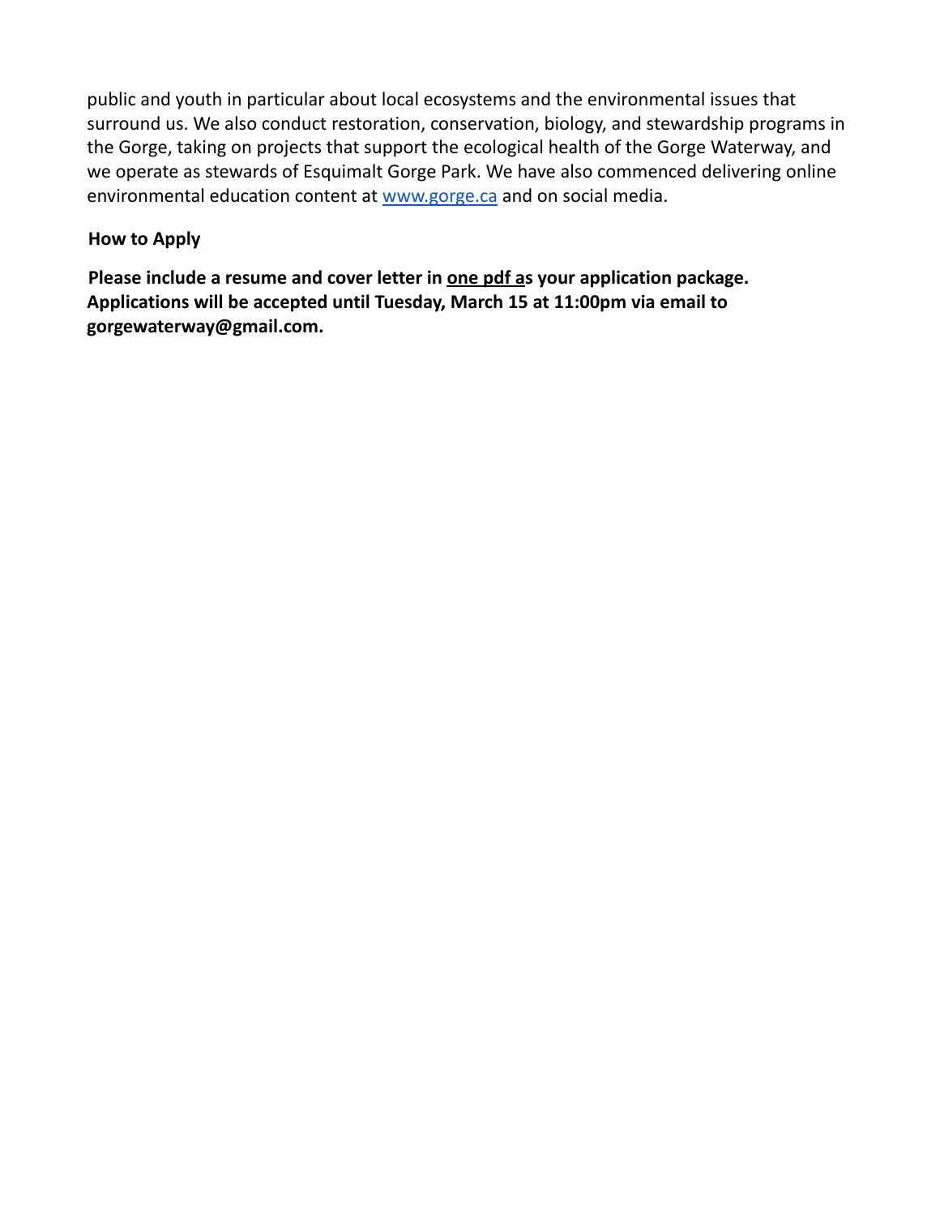public and youth in particular about local ecosystems and the environmental issues that surround us. We also conduct restoration, conservation, biology, and stewardship programs in the Gorge, taking on projects that support the ecological health of the Gorge Waterway, and we operate as stewards of Esquimalt Gorge Park. We have also commenced delivering online environmental education content at [www.gorge.ca](http://www.gorge.ca) and on social media.

**How to Apply**

**Please include a resume and cover letter in one pdf as your application package. Applications will be accepted until Tuesday, March 15 at 11:00pm via email to gorgewaterway@gmail.com.**